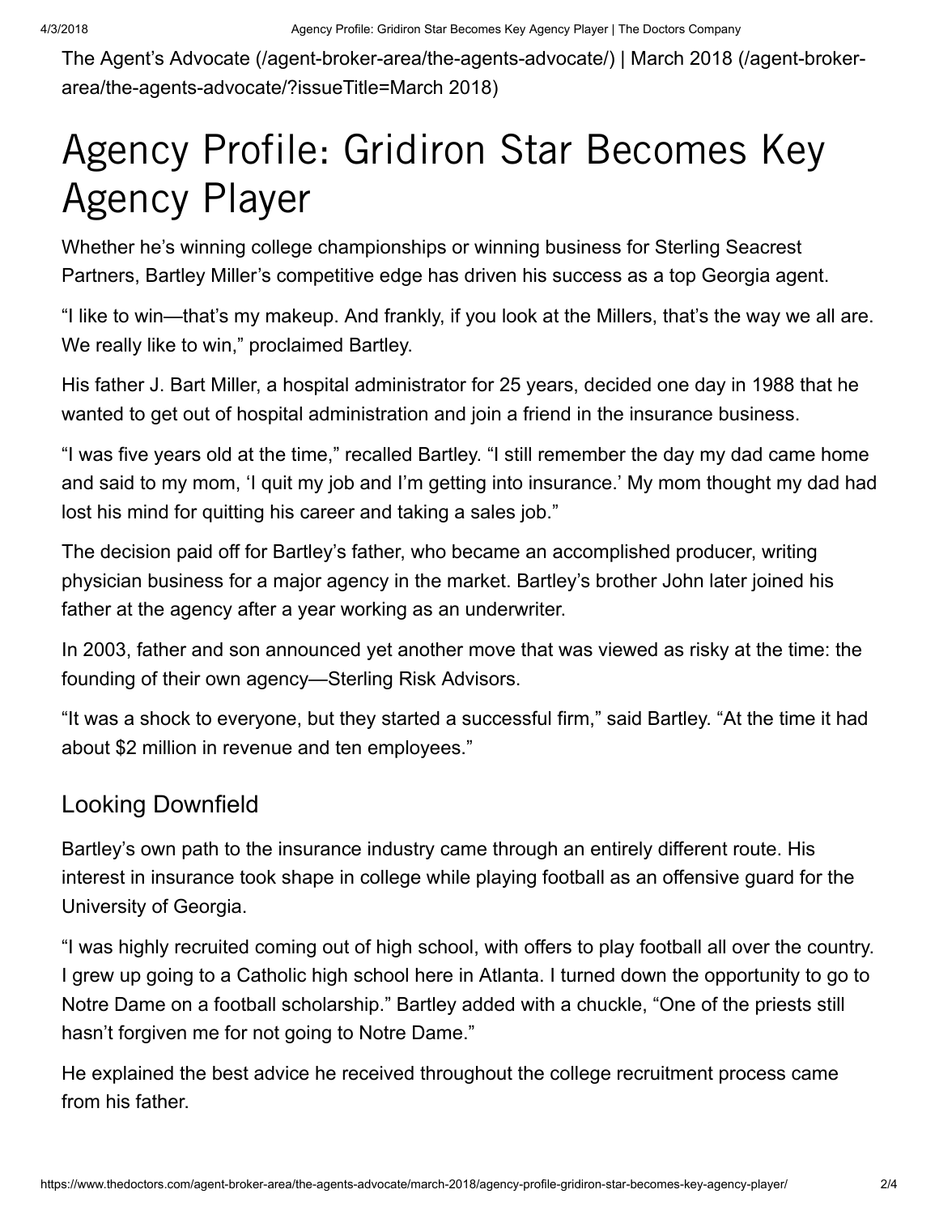The Agent's Advocate (/agent-broker-area/the-agents-advocate/) | March 2018 (/agent-broker-area/the-agents-advocate/?issueTitle=March 2018)

# Agency Profile: Gridiron Star Becomes Key Agency Player

Whether he's winning college championships or winning business for Sterling Seacrest Partners, Bartley Miller's competitive edge has driven his success as a top Georgia agent.

"I like to win—that's my makeup. And frankly, if you look at the Millers, that's the way we all are. We really like to win," proclaimed Bartley.

His father J. Bart Miller, a hospital administrator for 25 years, decided one day in 1988 that he wanted to get out of hospital administration and join a friend in the insurance business.

"I was five years old at the time," recalled Bartley. "I still remember the day my dad came home and said to my mom, 'I quit my job and I'm getting into insurance.' My mom thought my dad had lost his mind for quitting his career and taking a sales job."

The decision paid off for Bartley's father, who became an accomplished producer, writing physician business for a major agency in the market. Bartley's brother John later joined his father at the agency after a year working as an underwriter.

In 2003, father and son announced yet another move that was viewed as risky at the time: the founding of their own agency—Sterling Risk Advisors.

"It was a shock to everyone, but they started a successful firm," said Bartley. "At the time it had about $2 million in revenue and ten employees."

## Looking Downfield

Bartley's own path to the insurance industry came through an entirely different route. His interest in insurance took shape in college while playing football as an offensive guard for the University of Georgia.

"I was highly recruited coming out of high school, with offers to play football all over the country. I grew up going to a Catholic high school here in Atlanta. I turned down the opportunity to go to Notre Dame on a football scholarship." Bartley added with a chuckle, "One of the priests still hasn't forgiven me for not going to Notre Dame."

He explained the best advice he received throughout the college recruitment process came from his father.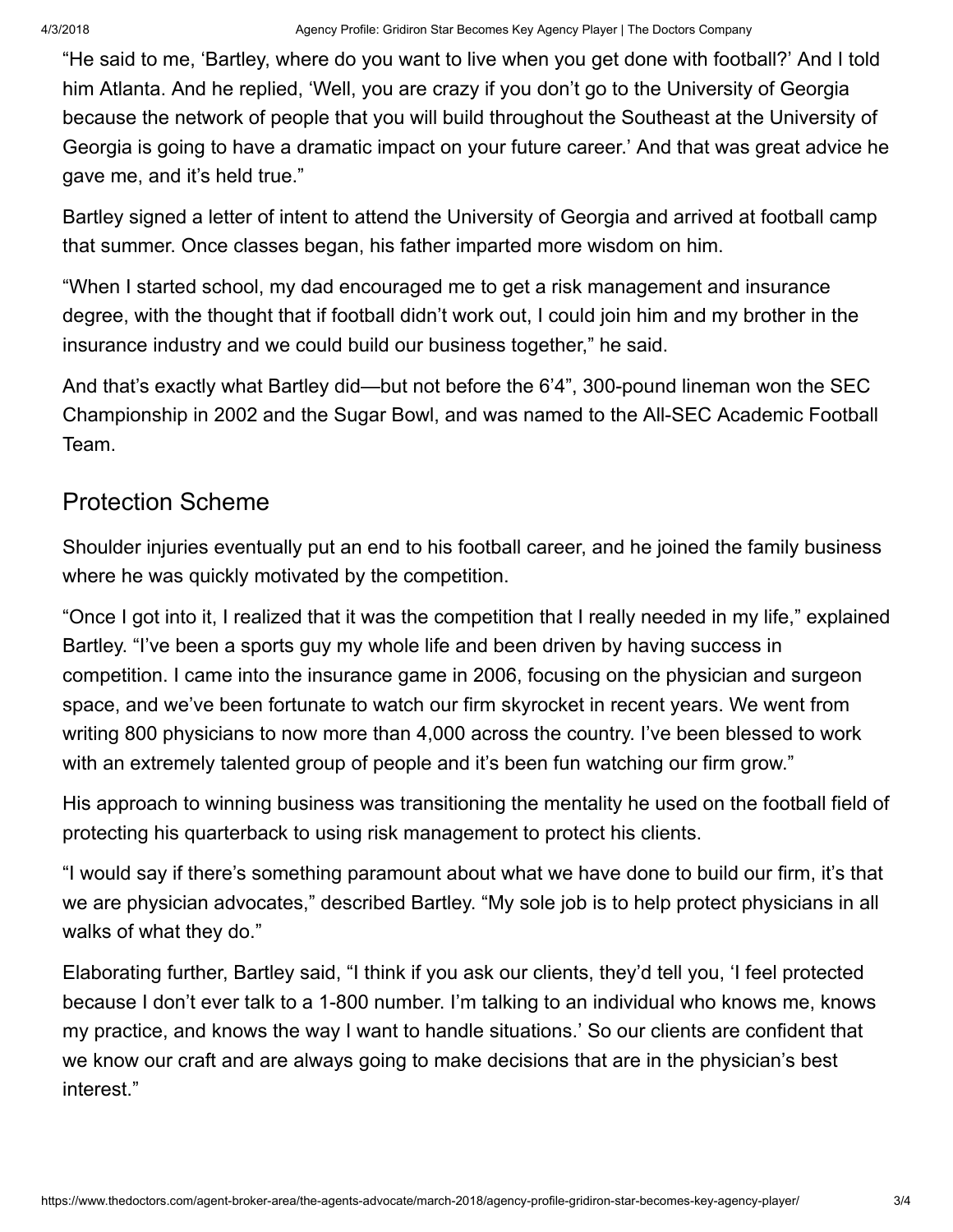"He said to me, 'Bartley, where do you want to live when you get done with football?' And I told him Atlanta. And he replied, 'Well, you are crazy if you don't go to the University of Georgia because the network of people that you will build throughout the Southeast at the University of Georgia is going to have a dramatic impact on your future career.' And that was great advice he gave me, and it's held true."

Bartley signed a letter of intent to attend the University of Georgia and arrived at football camp that summer. Once classes began, his father imparted more wisdom on him.

"When I started school, my dad encouraged me to get a risk management and insurance degree, with the thought that if football didn't work out, I could join him and my brother in the insurance industry and we could build our business together," he said.

And that's exactly what Bartley did—but not before the 6'4", 300-pound lineman won the SEC Championship in 2002 and the Sugar Bowl, and was named to the All-SEC Academic Football Team.

## Protection Scheme

Shoulder injuries eventually put an end to his football career, and he joined the family business where he was quickly motivated by the competition.

"Once I got into it, I realized that it was the competition that I really needed in my life," explained Bartley. "I've been a sports guy my whole life and been driven by having success in competition. I came into the insurance game in 2006, focusing on the physician and surgeon space, and we've been fortunate to watch our firm skyrocket in recent years. We went from writing 800 physicians to now more than 4,000 across the country. I've been blessed to work with an extremely talented group of people and it's been fun watching our firm grow."

His approach to winning business was transitioning the mentality he used on the football field of protecting his quarterback to using risk management to protect his clients.

"I would say if there's something paramount about what we have done to build our firm, it's that we are physician advocates," described Bartley. "My sole job is to help protect physicians in all walks of what they do."

Elaborating further, Bartley said, "I think if you ask our clients, they'd tell you, 'I feel protected because I don't ever talk to a 1-800 number. I'm talking to an individual who knows me, knows my practice, and knows the way I want to handle situations.' So our clients are confident that we know our craft and are always going to make decisions that are in the physician's best interest."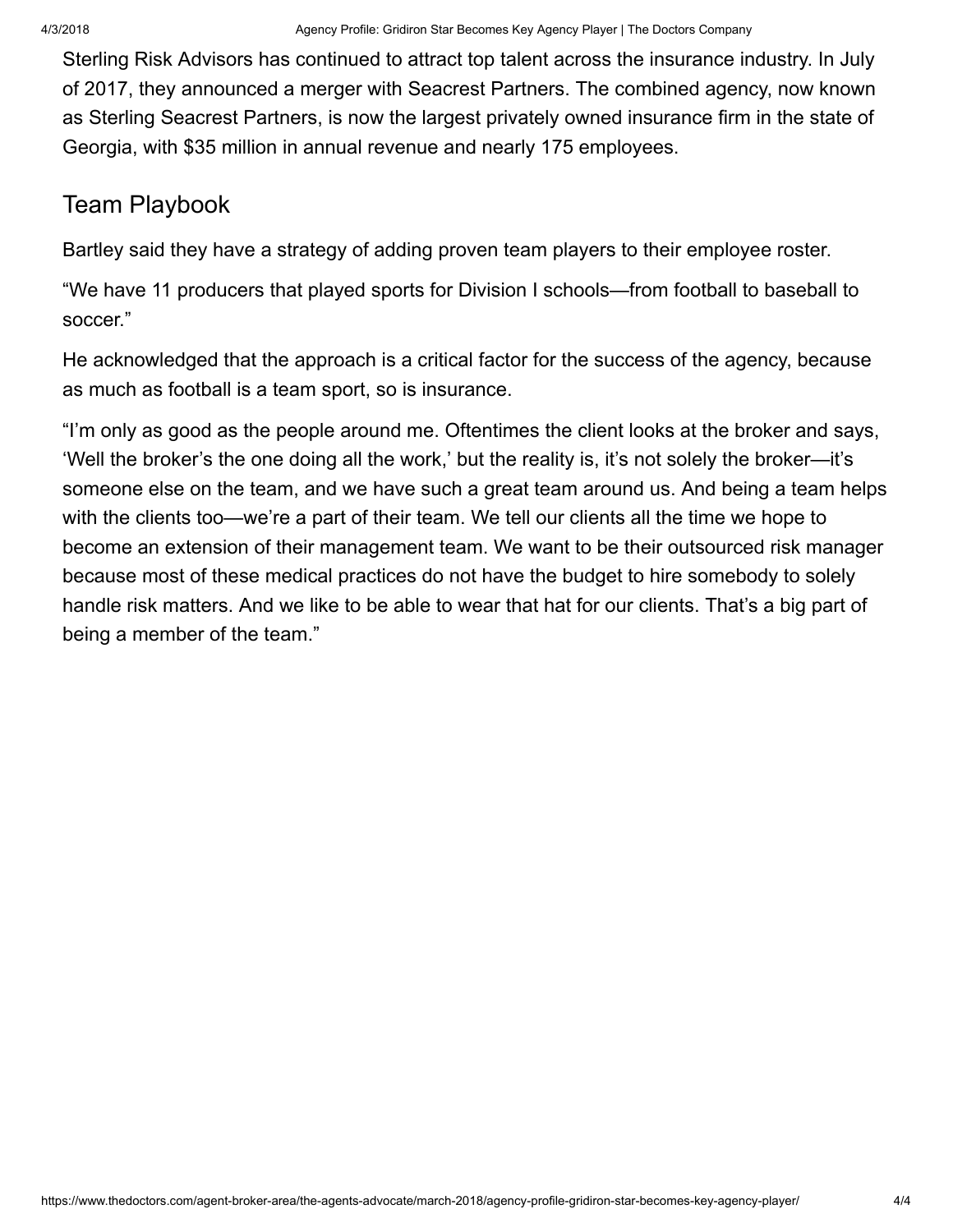Sterling Risk Advisors has continued to attract top talent across the insurance industry. In July of 2017, they announced a merger with Seacrest Partners. The combined agency, now known as Sterling Seacrest Partners, is now the largest privately owned insurance firm in the state of Georgia, with $35 million in annual revenue and nearly 175 employees.

## Team Playbook

Bartley said they have a strategy of adding proven team players to their employee roster.

“We have 11 producers that played sports for Division I schools—from football to baseball to soccer.”

He acknowledged that the approach is a critical factor for the success of the agency, because as much as football is a team sport, so is insurance.

“I’m only as good as the people around me. Oftentimes the client looks at the broker and says, ‘Well the broker’s the one doing all the work,’ but the reality is, it’s not solely the broker—it’s someone else on the team, and we have such a great team around us. And being a team helps with the clients too—we’re a part of their team. We tell our clients all the time we hope to become an extension of their management team. We want to be their outsourced risk manager because most of these medical practices do not have the budget to hire somebody to solely handle risk matters. And we like to be able to wear that hat for our clients. That’s a big part of being a member of the team.”